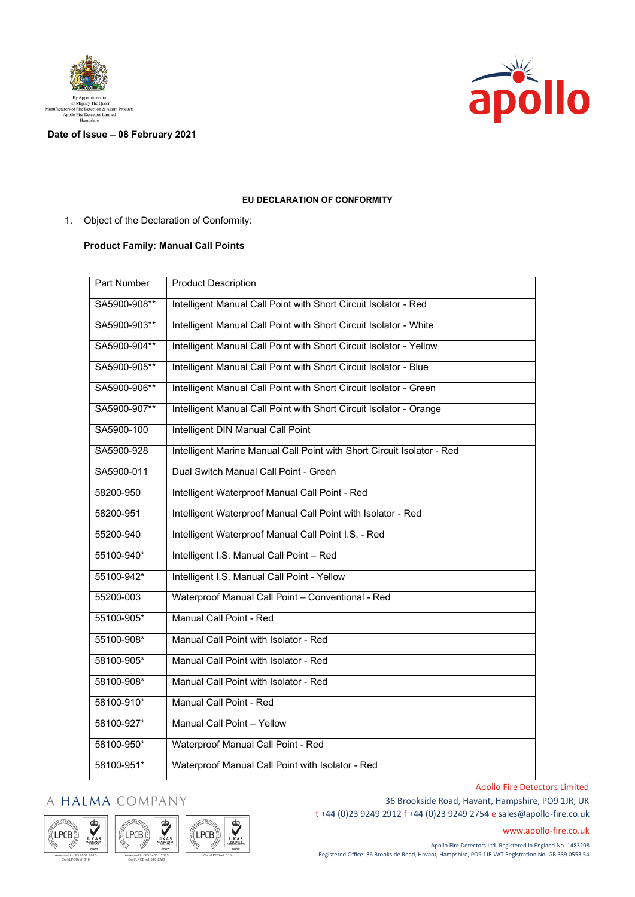By Appointment to
Her Majesty The Queen
Manufacturers of Fire Detection & Alarm Products
Apollo Fire Detectors Limited
Hampshire

**Date of Issue – 08 February 2021**

**EU DECLARATION OF CONFORMITY**

1. Object of the Declaration of Conformity:

**Product Family: Manual Call Points**

| Part Number | Product Description |
| --- | --- |
| SA5900-908** | Intelligent Manual Call Point with Short Circuit Isolator - Red |
| SA5900-903** | Intelligent Manual Call Point with Short Circuit Isolator - White |
| SA5900-904** | Intelligent Manual Call Point with Short Circuit Isolator - Yellow |
| SA5900-905** | Intelligent Manual Call Point with Short Circuit Isolator - Blue |
| SA5900-906** | Intelligent Manual Call Point with Short Circuit Isolator - Green |
| SA5900-907** | Intelligent Manual Call Point with Short Circuit Isolator - Orange |
| SA5900-100 | Intelligent DIN Manual Call Point |
| SA5900-928 | Intelligent Marine Manual Call Point with Short Circuit Isolator - Red |
| SA5900-011 | Dual Switch Manual Call Point - Green |
| 58200-950 | Intelligent Waterproof Manual Call Point - Red |
| 58200-951 | Intelligent Waterproof Manual Call Point with Isolator - Red |
| 55200-940 | Intelligent Waterproof Manual Call Point I.S. - Red |
| 55100-940* | Intelligent I.S. Manual Call Point – Red |
| 55100-942* | Intelligent I.S. Manual Call Point - Yellow |
| 55200-003 | Waterproof Manual Call Point – Conventional - Red |
| 55100-905* | Manual Call Point - Red |
| 55100-908* | Manual Call Point with Isolator - Red |
| 58100-905* | Manual Call Point with Isolator - Red |
| 58100-908* | Manual Call Point with Isolator - Red |
| 58100-910* | Manual Call Point - Red |
| 58100-927* | Manual Call Point – Yellow |
| 58100-950* | Waterproof Manual Call Point - Red |
| 58100-951* | Waterproof Manual Call Point with Isolator - Red |

A HALMA COMPANY

Apollo Fire Detectors Limited
36 Brookside Road, Havant, Hampshire, PO9 1JR, UK
t +44 (0)23 9249 2912 f +44 (0)23 9249 2754 e sales@apollo-fire.co.uk
www.apollo-fire.co.uk

Apollo Fire Detectors Ltd. Registered in England No. 1483208
Registered Office: 36 Brookside Road, Havant, Hampshire, PO9 1JR VAT Registration No. GB 339 0553 54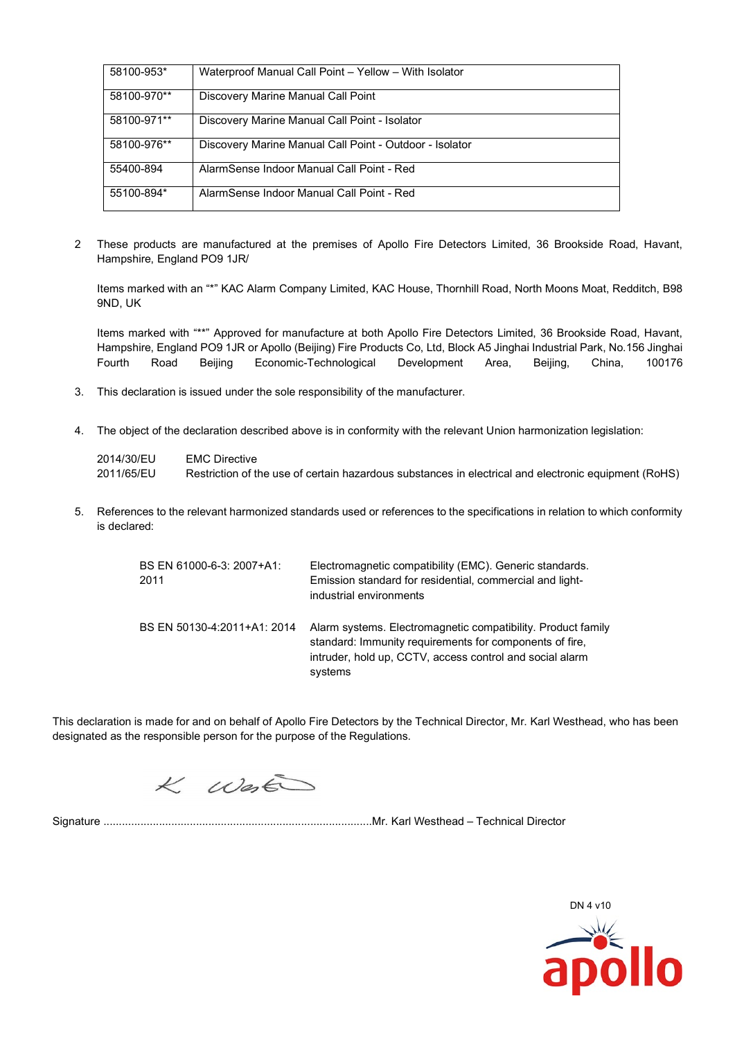| | |
|---|---|
| 58100-953* | Waterproof Manual Call Point – Yellow – With Isolator |
| 58100-970** | Discovery Marine Manual Call Point |
| 58100-971** | Discovery Marine Manual Call Point - Isolator |
| 58100-976** | Discovery Marine Manual Call Point - Outdoor - Isolator |
| 55400-894 | AlarmSense Indoor Manual Call Point - Red |
| 55100-894* | AlarmSense Indoor Manual Call Point - Red |

2 These products are manufactured at the premises of Apollo Fire Detectors Limited, 36 Brookside Road, Havant, Hampshire, England PO9 1JR/

Items marked with an "*" KAC Alarm Company Limited, KAC House, Thornhill Road, North Moons Moat, Redditch, B98 9ND, UK

Items marked with "**" Approved for manufacture at both Apollo Fire Detectors Limited, 36 Brookside Road, Havant, Hampshire, England PO9 1JR or Apollo (Beijing) Fire Products Co, Ltd, Block A5 Jinghai Industrial Park, No.156 Jinghai Fourth Road Beijing Economic-Technological Development Area, Beijing, China, 100176

3. This declaration is issued under the sole responsibility of the manufacturer.

4. The object of the declaration described above is in conformity with the relevant Union harmonization legislation:

| | |
|---|---|
| 2014/30/EU | EMC Directive |
| 2011/65/EU | Restriction of the use of certain hazardous substances in electrical and electronic equipment (RoHS) |

5. References to the relevant harmonized standards used or references to the specifications in relation to which conformity is declared:

| | |
|---|---|
| BS EN 61000-6-3: 2007+A1: 2011 | Electromagnetic compatibility (EMC). Generic standards. Emission standard for residential, commercial and light-industrial environments |
| BS EN 50130-4:2011+A1: 2014 | Alarm systems. Electromagnetic compatibility. Product family standard: Immunity requirements for components of fire, intruder, hold up, CCTV, access control and social alarm systems |

This declaration is made for and on behalf of Apollo Fire Detectors by the Technical Director, Mr. Karl Westhead, who has been designated as the responsible person for the purpose of the Regulations.

Signature ......................................................................................Mr. Karl Westhead – Technical Director

DN 4 v10

apollo